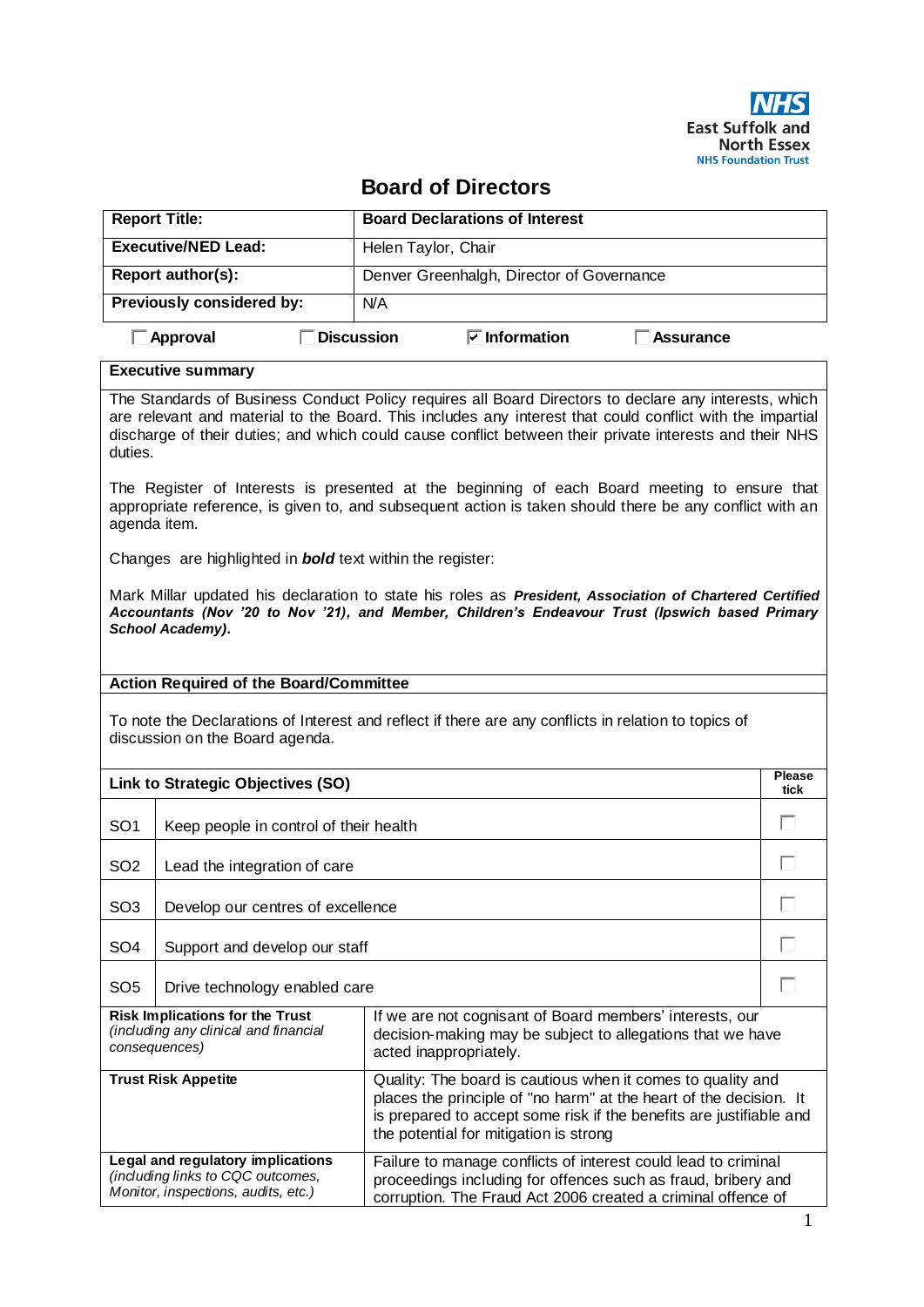NHS
East Suffolk and North Essex
NHS Foundation Trust

# Board of Directors

| Report Title: | Board Declarations of Interest |
| --- | --- |
| **Executive/NED Lead:** | Helen Taylor, Chair |
| **Report author(s):** | Denver Greenhalgh, Director of Governance |
| **Previously considered by:** | N/A |

☐ **Approval** ☐ **Discussion** ☑ **Information** ☐ **Assurance**

**Executive summary**

The Standards of Business Conduct Policy requires all Board Directors to declare any interests, which are relevant and material to the Board. This includes any interest that could conflict with the impartial discharge of their duties; and which could cause conflict between their private interests and their NHS duties.

The Register of Interests is presented at the beginning of each Board meeting to ensure that appropriate reference, is given to, and subsequent action is taken should there be any conflict with an agenda item.

Changes are highlighted in ***bold*** text within the register:

Mark Millar updated his declaration to state his roles as ***President, Association of Chartered Certified Accountants (Nov '20 to Nov '21), and Member, Children's Endeavour Trust (Ipswich based Primary School Academy).***

**Action Required of the Board/Committee**

To note the Declarations of Interest and reflect if there are any conflicts in relation to topics of discussion on the Board agenda.

| Link to Strategic Objectives (SO) | | Please tick |
| --- | --- | --- |
| SO1 | Keep people in control of their health | ☐ |
| SO2 | Lead the integration of care | ☐ |
| SO3 | Develop our centres of excellence | ☐ |
| SO4 | Support and develop our staff | ☐ |
| SO5 | Drive technology enabled care | ☐ |

| | |
| --- | --- |
| **Risk Implications for the Trust** *(including any clinical and financial consequences)* | If we are not cognisant of Board members' interests, our decision-making may be subject to allegations that we have acted inappropriately. |
| **Trust Risk Appetite** | Quality: The board is cautious when it comes to quality and places the principle of "no harm" at the heart of the decision. It is prepared to accept some risk if the benefits are justifiable and the potential for mitigation is strong |
| **Legal and regulatory implications** *(including links to CQC outcomes, Monitor, inspections, audits, etc.)* | Failure to manage conflicts of interest could lead to criminal proceedings including for offences such as fraud, bribery and corruption. The Fraud Act 2006 created a criminal offence of |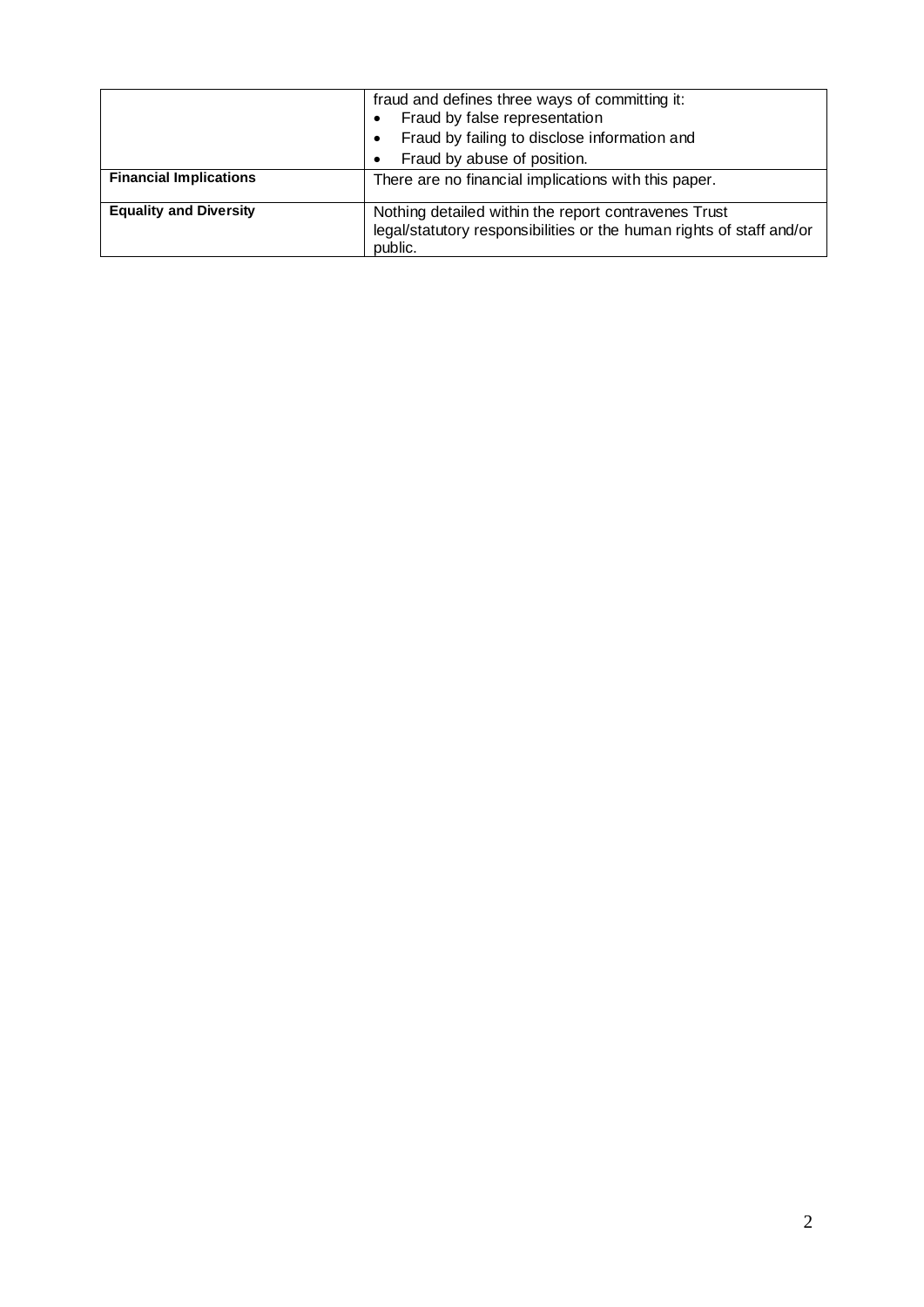| | |
|---|---|
| | fraud and defines three ways of committing it:<br>• Fraud by false representation<br>• Fraud by failing to disclose information and<br>• Fraud by abuse of position. |
| **Financial Implications** | There are no financial implications with this paper. |
| **Equality and Diversity** | Nothing detailed within the report contravenes Trust legal/statutory responsibilities or the human rights of staff and/or public. |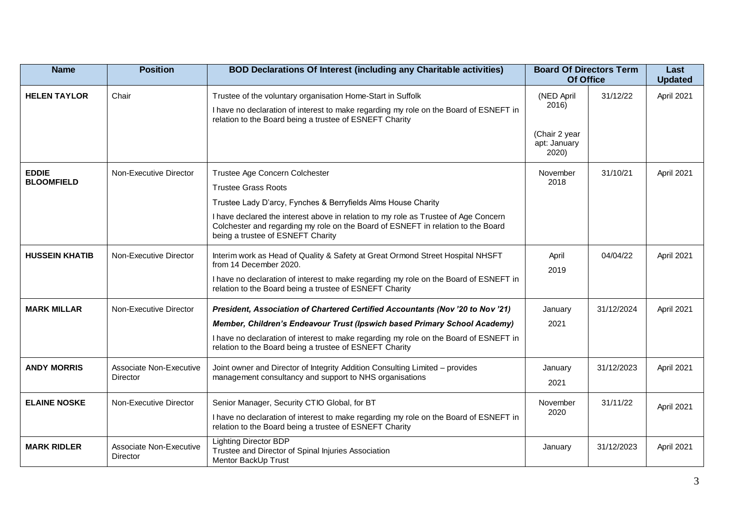| Name | Position | BOD Declarations Of Interest (including any Charitable activities) | Board Of Directors Term Of Office | | Last Updated |
|---|---|---|---|---|---|
| **HELEN TAYLOR** | Chair | Trustee of the voluntary organisation Home-Start in Suffolk<br>I have no declaration of interest to make regarding my role on the Board of ESNEFT in relation to the Board being a trustee of ESNEFT Charity | (NED April 2016)<br><br>(Chair 2 year apt: January 2020) | 31/12/22 | April 2021 |
| **EDDIE BLOOMFIELD** | Non-Executive Director | Trustee Age Concern Colchester<br>Trustee Grass Roots<br>Trustee Lady D'arcy, Fynches & Berryfields Alms House Charity<br>I have declared the interest above in relation to my role as Trustee of Age Concern Colchester and regarding my role on the Board of ESNEFT in relation to the Board being a trustee of ESNEFT Charity | November 2018 | 31/10/21 | April 2021 |
| **HUSSEIN KHATIB** | Non-Executive Director | Interim work as Head of Quality & Safety at Great Ormond Street Hospital NHSFT from 14 December 2020.<br>I have no declaration of interest to make regarding my role on the Board of ESNEFT in relation to the Board being a trustee of ESNEFT Charity | April 2019 | 04/04/22 | April 2021 |
| **MARK MILLAR** | Non-Executive Director | ***President, Association of Chartered Certified Accountants (Nov '20 to Nov '21)***<br>***Member, Children's Endeavour Trust (Ipswich based Primary School Academy)***<br>I have no declaration of interest to make regarding my role on the Board of ESNEFT in relation to the Board being a trustee of ESNEFT Charity | January 2021 | 31/12/2024 | April 2021 |
| **ANDY MORRIS** | Associate Non-Executive Director | Joint owner and Director of Integrity Addition Consulting Limited – provides management consultancy and support to NHS organisations | January 2021 | 31/12/2023 | April 2021 |
| **ELAINE NOSKE** | Non-Executive Director | Senior Manager, Security CTIO Global, for BT<br>I have no declaration of interest to make regarding my role on the Board of ESNEFT in relation to the Board being a trustee of ESNEFT Charity | November 2020 | 31/11/22 | April 2021 |
| **MARK RIDLER** | Associate Non-Executive Director | Lighting Director BDP<br>Trustee and Director of Spinal Injuries Association<br>Mentor BackUp Trust | January | 31/12/2023 | April 2021 |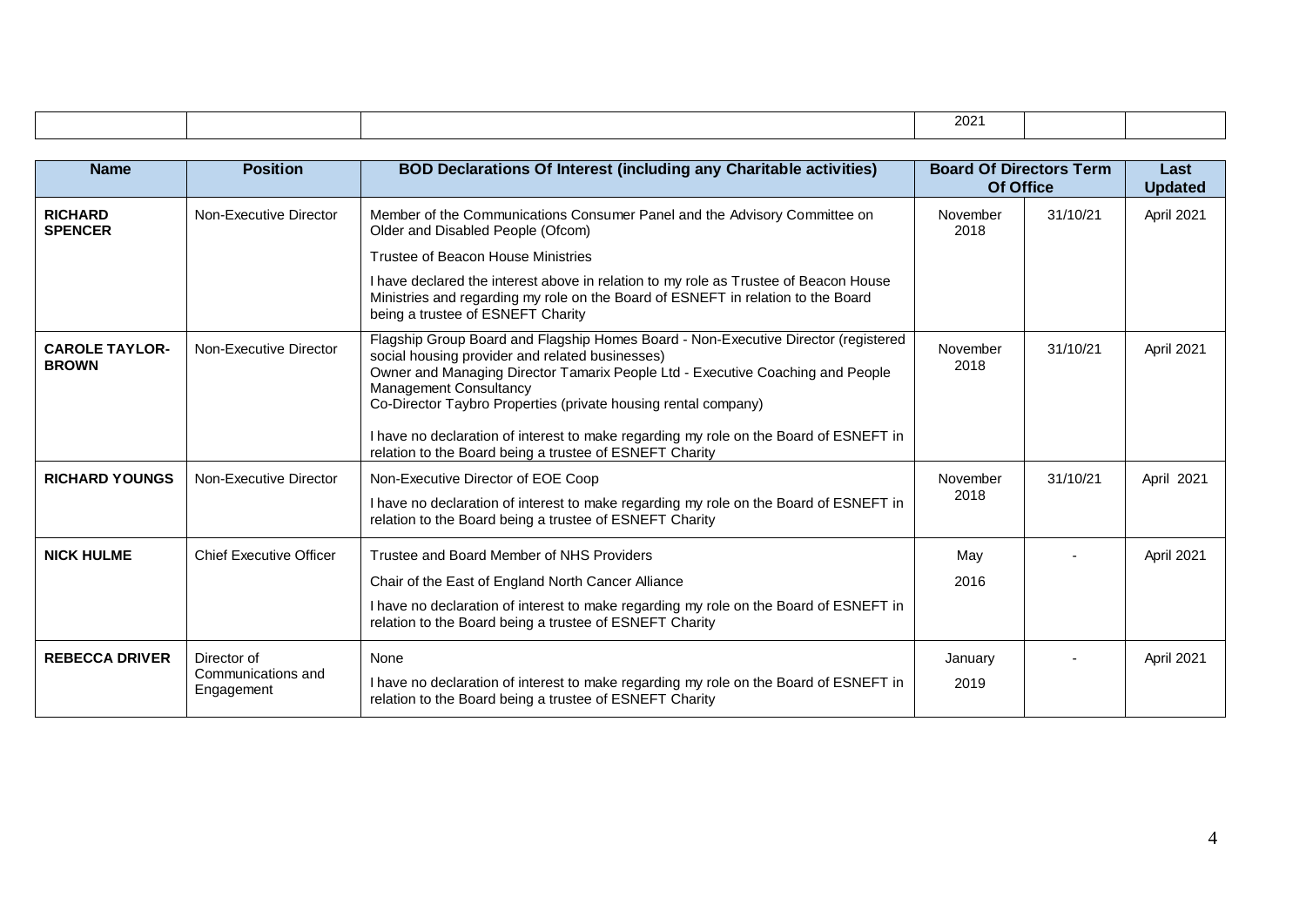|  |  |  | 2021 |  |  |
|---|---|---|---|---|---|

| Name | Position | BOD Declarations Of Interest (including any Charitable activities) | Board Of Directors Term Of Office | | Last Updated |
|---|---|---|---|---|---|
| **RICHARD SPENCER** | Non-Executive Director | Member of the Communications Consumer Panel and the Advisory Committee on Older and Disabled People (Ofcom)<br>Trustee of Beacon House Ministries<br>I have declared the interest above in relation to my role as Trustee of Beacon House Ministries and regarding my role on the Board of ESNEFT in relation to the Board being a trustee of ESNEFT Charity | November 2018 | 31/10/21 | April 2021 |
| **CAROLE TAYLOR-BROWN** | Non-Executive Director | Flagship Group Board and Flagship Homes Board - Non-Executive Director (registered social housing provider and related businesses)<br>Owner and Managing Director Tamarix People Ltd - Executive Coaching and People Management Consultancy<br>Co-Director Taybro Properties (private housing rental company)<br>I have no declaration of interest to make regarding my role on the Board of ESNEFT in relation to the Board being a trustee of ESNEFT Charity | November 2018 | 31/10/21 | April 2021 |
| **RICHARD YOUNGS** | Non-Executive Director | Non-Executive Director of EOE Coop<br>I have no declaration of interest to make regarding my role on the Board of ESNEFT in relation to the Board being a trustee of ESNEFT Charity | November 2018 | 31/10/21 | April 2021 |
| **NICK HULME** | Chief Executive Officer | Trustee and Board Member of NHS Providers<br>Chair of the East of England North Cancer Alliance<br>I have no declaration of interest to make regarding my role on the Board of ESNEFT in relation to the Board being a trustee of ESNEFT Charity | May 2016 | - | April 2021 |
| **REBECCA DRIVER** | Director of Communications and Engagement | None<br>I have no declaration of interest to make regarding my role on the Board of ESNEFT in relation to the Board being a trustee of ESNEFT Charity | January 2019 | - | April 2021 |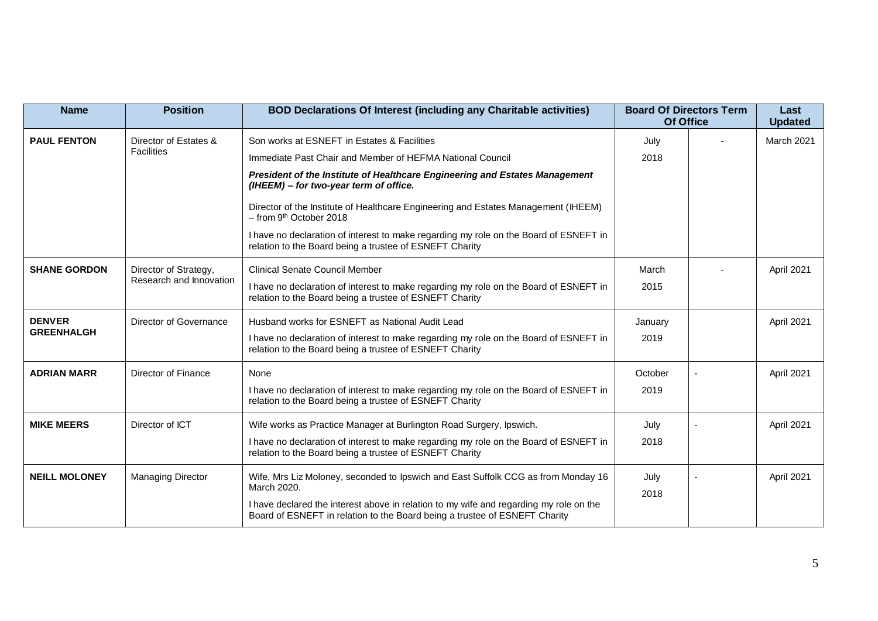| Name | Position | BOD Declarations Of Interest (including any Charitable activities) | Board Of Directors Term Of Office | | Last Updated |
|---|---|---|---|---|---|
| **PAUL FENTON** | Director of Estates & Facilities | Son works at ESNEFT in Estates & Facilities<br>Immediate Past Chair and Member of HEFMA National Council<br>***President of the Institute of Healthcare Engineering and Estates Management (IHEEM) – for two-year term of office.***<br>Director of the Institute of Healthcare Engineering and Estates Management (IHEEM) – from 9th October 2018<br>I have no declaration of interest to make regarding my role on the Board of ESNEFT in relation to the Board being a trustee of ESNEFT Charity | July 2018 | - | March 2021 |
| **SHANE GORDON** | Director of Strategy, Research and Innovation | Clinical Senate Council Member<br>I have no declaration of interest to make regarding my role on the Board of ESNEFT in relation to the Board being a trustee of ESNEFT Charity | March 2015 | - | April 2021 |
| **DENVER GREENHALGH** | Director of Governance | Husband works for ESNEFT as National Audit Lead<br>I have no declaration of interest to make regarding my role on the Board of ESNEFT in relation to the Board being a trustee of ESNEFT Charity | January 2019 | | April 2021 |
| **ADRIAN MARR** | Director of Finance | None<br>I have no declaration of interest to make regarding my role on the Board of ESNEFT in relation to the Board being a trustee of ESNEFT Charity | October 2019 | - | April 2021 |
| **MIKE MEERS** | Director of ICT | Wife works as Practice Manager at Burlington Road Surgery, Ipswich.<br>I have no declaration of interest to make regarding my role on the Board of ESNEFT in relation to the Board being a trustee of ESNEFT Charity | July 2018 | - | April 2021 |
| **NEILL MOLONEY** | Managing Director | Wife, Mrs Liz Moloney, seconded to Ipswich and East Suffolk CCG as from Monday 16 March 2020.<br>I have declared the interest above in relation to my wife and regarding my role on the Board of ESNEFT in relation to the Board being a trustee of ESNEFT Charity | July 2018 | - | April 2021 |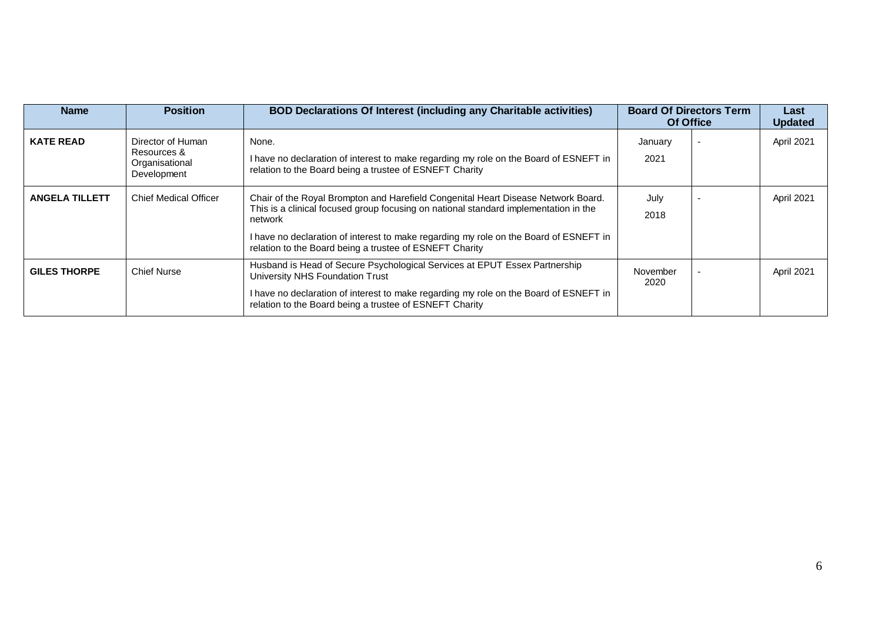| Name | Position | BOD Declarations Of Interest (including any Charitable activities) | Board Of Directors Term Of Office | | Last Updated |
|---|---|---|---|---|---|
| **KATE READ** | Director of Human Resources & Organisational Development | None.<br><br>I have no declaration of interest to make regarding my role on the Board of ESNEFT in relation to the Board being a trustee of ESNEFT Charity | January 2021 | - | April 2021 |
| **ANGELA TILLETT** | Chief Medical Officer | Chair of the Royal Brompton and Harefield Congenital Heart Disease Network Board. This is a clinical focused group focusing on national standard implementation in the network<br><br>I have no declaration of interest to make regarding my role on the Board of ESNEFT in relation to the Board being a trustee of ESNEFT Charity | July 2018 | - | April 2021 |
| **GILES THORPE** | Chief Nurse | Husband is Head of Secure Psychological Services at EPUT Essex Partnership University NHS Foundation Trust<br><br>I have no declaration of interest to make regarding my role on the Board of ESNEFT in relation to the Board being a trustee of ESNEFT Charity | November 2020 | - | April 2021 |